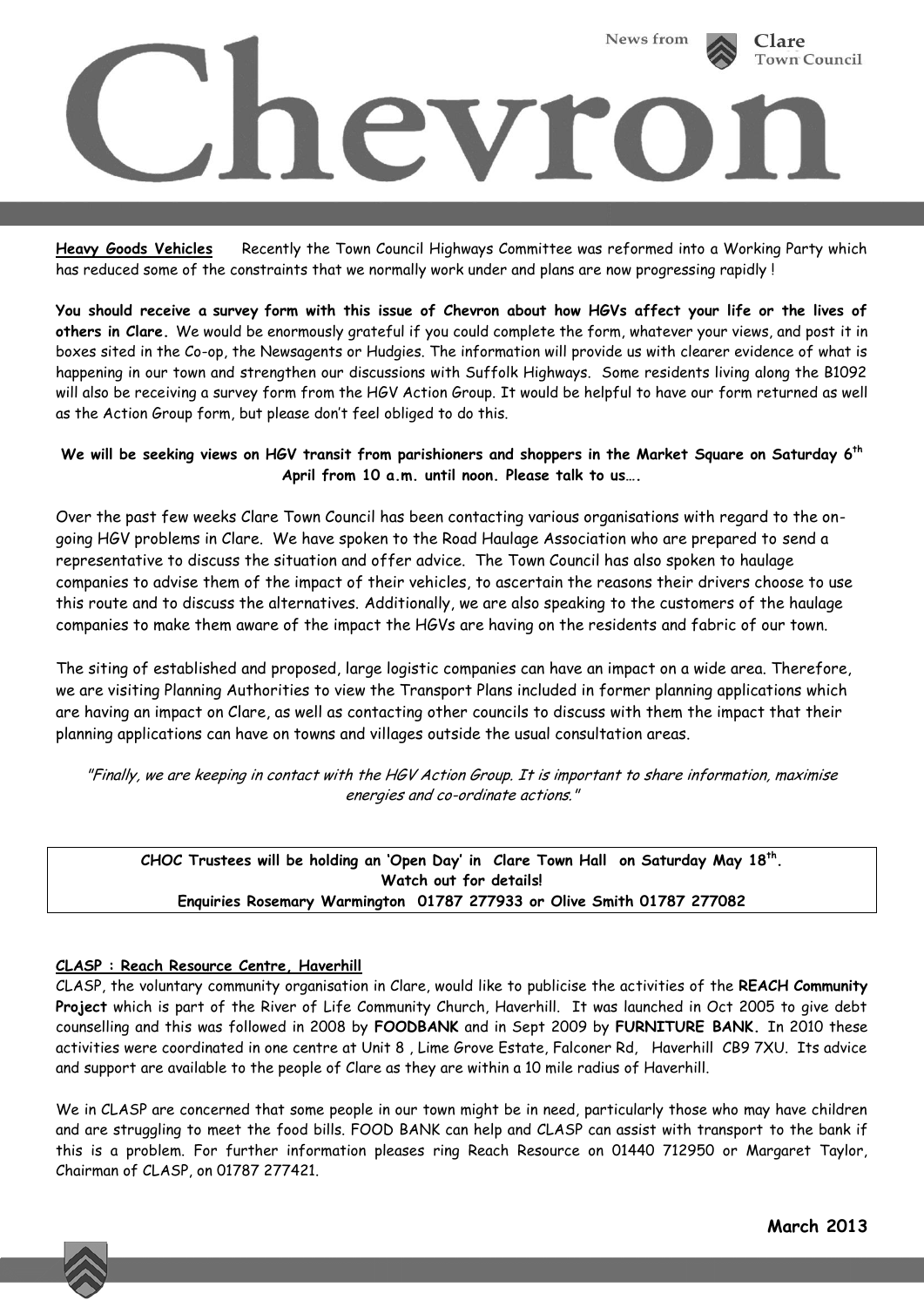# Chevron

News from Clare Town Council

**Heavy Goods Vehicles** Recently the Town Council Highways Committee was reformed into a Working Party which has reduced some of the constraints that we normally work under and plans are now progressing rapidly !

**You should receive a survey form with this issue of Chevron about how HGVs affect your life or the lives of others in Clare.** We would be enormously grateful if you could complete the form, whatever your views, and post it in boxes sited in the Co-op, the Newsagents or Hudgies. The information will provide us with clearer evidence of what is happening in our town and strengthen our discussions with Suffolk Highways. Some residents living along the B1092 will also be receiving a survey form from the HGV Action Group. It would be helpful to have our form returned as well as the Action Group form, but please don't feel obliged to do this.

**We will be seeking views on HGV transit from parishioners and shoppers in the Market Square on Saturday 6th April from 10 a.m. until noon. Please talk to us….**

Over the past few weeks Clare Town Council has been contacting various organisations with regard to the on-going HGV problems in Clare. We have spoken to the Road Haulage Association who are prepared to send a representative to discuss the situation and offer advice. The Town Council has also spoken to haulage companies to advise them of the impact of their vehicles, to ascertain the reasons their drivers choose to use this route and to discuss the alternatives. Additionally, we are also speaking to the customers of the haulage companies to make them aware of the impact the HGVs are having on the residents and fabric of our town.

The siting of established and proposed, large logistic companies can have an impact on a wide area. Therefore, we are visiting Planning Authorities to view the Transport Plans included in former planning applications which are having an impact on Clare, as well as contacting other councils to discuss with them the impact that their planning applications can have on towns and villages outside the usual consultation areas.

*"Finally, we are keeping in contact with the HGV Action Group. It is important to share information, maximise energies and co-ordinate actions."*

**CHOC Trustees will be holding an 'Open Day' in Clare Town Hall on Saturday May 18th.**
**Watch out for details!**
**Enquiries Rosemary Warmington 01787 277933 or Olive Smith 01787 277082**

**CLASP : Reach Resource Centre, Haverhill**

CLASP, the voluntary community organisation in Clare, would like to publicise the activities of the **REACH Community Project** which is part of the River of Life Community Church, Haverhill. It was launched in Oct 2005 to give debt counselling and this was followed in 2008 by **FOODBANK** and in Sept 2009 by **FURNITURE BANK.** In 2010 these activities were coordinated in one centre at Unit 8 , Lime Grove Estate, Falconer Rd, Haverhill CB9 7XU. Its advice and support are available to the people of Clare as they are within a 10 mile radius of Haverhill.

We in CLASP are concerned that some people in our town might be in need, particularly those who may have children and are struggling to meet the food bills. FOOD BANK can help and CLASP can assist with transport to the bank if this is a problem. For further information pleases ring Reach Resource on 01440 712950 or Margaret Taylor, Chairman of CLASP, on 01787 277421.

**March 2013**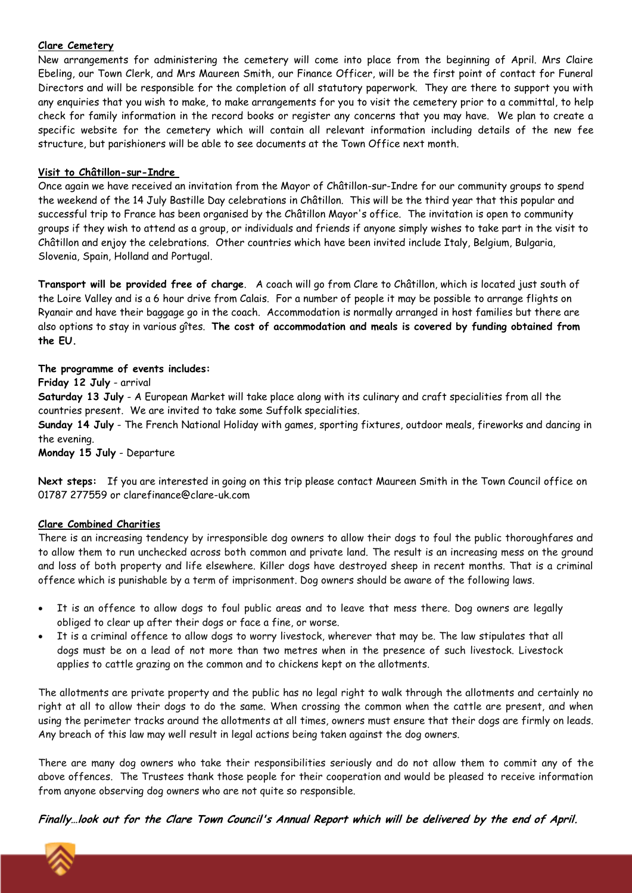## Clare Cemetery

New arrangements for administering the cemetery will come into place from the beginning of April. Mrs Claire Ebeling, our Town Clerk, and Mrs Maureen Smith, our Finance Officer, will be the first point of contact for Funeral Directors and will be responsible for the completion of all statutory paperwork. They are there to support you with any enquiries that you wish to make, to make arrangements for you to visit the cemetery prior to a committal, to help check for family information in the record books or register any concerns that you may have. We plan to create a specific website for the cemetery which will contain all relevant information including details of the new fee structure, but parishioners will be able to see documents at the Town Office next month.

## Visit to Châtillon-sur-Indre

Once again we have received an invitation from the Mayor of Châtillon-sur-Indre for our community groups to spend the weekend of the 14 July Bastille Day celebrations in Châtillon. This will be the third year that this popular and successful trip to France has been organised by the Châtillon Mayor's office. The invitation is open to community groups if they wish to attend as a group, or individuals and friends if anyone simply wishes to take part in the visit to Châtillon and enjoy the celebrations. Other countries which have been invited include Italy, Belgium, Bulgaria, Slovenia, Spain, Holland and Portugal.

**Transport will be provided free of charge**. A coach will go from Clare to Châtillon, which is located just south of the Loire Valley and is a 6 hour drive from Calais. For a number of people it may be possible to arrange flights on Ryanair and have their baggage go in the coach. Accommodation is normally arranged in host families but there are also options to stay in various gîtes. **The cost of accommodation and meals is covered by funding obtained from the EU.**

**The programme of events includes:**

**Friday 12 July** - arrival

**Saturday 13 July** - A European Market will take place along with its culinary and craft specialities from all the countries present. We are invited to take some Suffolk specialities.

**Sunday 14 July** - The French National Holiday with games, sporting fixtures, outdoor meals, fireworks and dancing in the evening.

**Monday 15 July** - Departure

**Next steps:** If you are interested in going on this trip please contact Maureen Smith in the Town Council office on 01787 277559 or clarefinance@clare-uk.com

## Clare Combined Charities

There is an increasing tendency by irresponsible dog owners to allow their dogs to foul the public thoroughfares and to allow them to run unchecked across both common and private land. The result is an increasing mess on the ground and loss of both property and life elsewhere. Killer dogs have destroyed sheep in recent months. That is a criminal offence which is punishable by a term of imprisonment. Dog owners should be aware of the following laws.

- It is an offence to allow dogs to foul public areas and to leave that mess there. Dog owners are legally obliged to clear up after their dogs or face a fine, or worse.
- It is a criminal offence to allow dogs to worry livestock, wherever that may be. The law stipulates that all dogs must be on a lead of not more than two metres when in the presence of such livestock. Livestock applies to cattle grazing on the common and to chickens kept on the allotments.

The allotments are private property and the public has no legal right to walk through the allotments and certainly no right at all to allow their dogs to do the same. When crossing the common when the cattle are present, and when using the perimeter tracks around the allotments at all times, owners must ensure that their dogs are firmly on leads. Any breach of this law may well result in legal actions being taken against the dog owners.

There are many dog owners who take their responsibilities seriously and do not allow them to commit any of the above offences. The Trustees thank those people for their cooperation and would be pleased to receive information from anyone observing dog owners who are not quite so responsible.

***Finally…look out for the Clare Town Council's Annual Report which will be delivered by the end of April.***